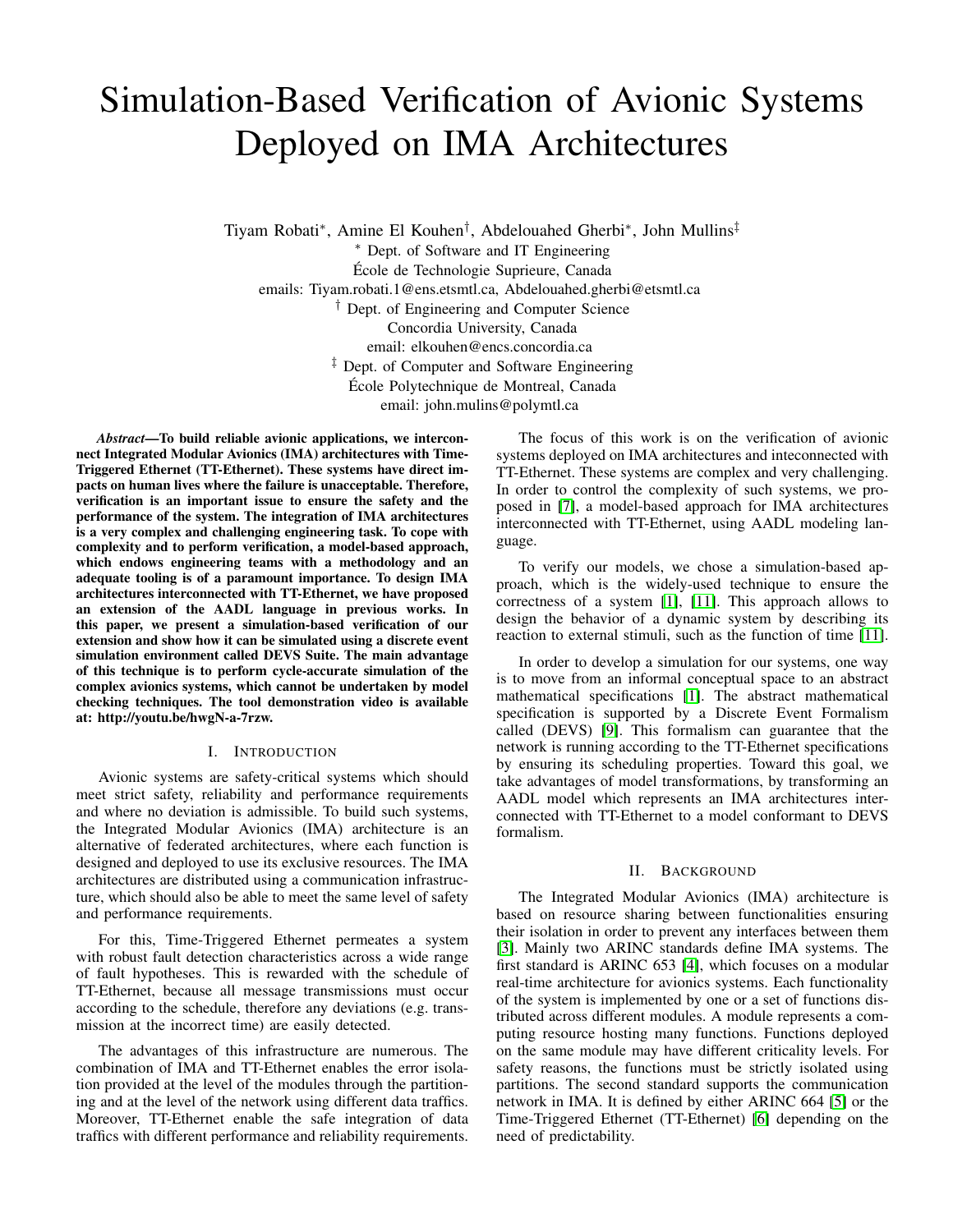# Simulation-Based Verification of Avionic Systems Deployed on IMA Architectures

Tiyam Robati*, Amine El Kouhen†, Abdelouahed Gherbi*, John Mullins‡

* Dept. of Software and IT Engineering
École de Technologie Suprieure, Canada
emails: Tiyam.robati.1@ens.etsmtl.ca, Abdelouahed.gherbi@etsmtl.ca

† Dept. of Engineering and Computer Science
Concordia University, Canada
email: elkouhen@encs.concordia.ca

‡ Dept. of Computer and Software Engineering
École Polytechnique de Montreal, Canada
email: john.mulins@polymtl.ca

***Abstract*—To build reliable avionic applications, we interconnect Integrated Modular Avionics (IMA) architectures with Time-Triggered Ethernet (TT-Ethernet). These systems have direct impacts on human lives where the failure is unacceptable. Therefore, verification is an important issue to ensure the safety and the performance of the system. The integration of IMA architectures is a very complex and challenging engineering task. To cope with complexity and to perform verification, a model-based approach, which endows engineering teams with a methodology and an adequate tooling is of a paramount importance. To design IMA architectures interconnected with TT-Ethernet, we have proposed an extension of the AADL language in previous works. In this paper, we present a simulation-based verification of our extension and show how it can be simulated using a discrete event simulation environment called DEVS Suite. The main advantage of this technique is to perform cycle-accurate simulation of the complex avionics systems, which cannot be undertaken by model checking techniques. The tool demonstration video is available at: http://youtu.be/hwgN-a-7rzw.**

## I. Introduction

Avionic systems are safety-critical systems which should meet strict safety, reliability and performance requirements and where no deviation is admissible. To build such systems, the Integrated Modular Avionics (IMA) architecture is an alternative of federated architectures, where each function is designed and deployed to use its exclusive resources. The IMA architectures are distributed using a communication infrastructure, which should also be able to meet the same level of safety and performance requirements.

For this, Time-Triggered Ethernet permeates a system with robust fault detection characteristics across a wide range of fault hypotheses. This is rewarded with the schedule of TT-Ethernet, because all message transmissions must occur according to the schedule, therefore any deviations (e.g. transmission at the incorrect time) are easily detected.

The advantages of this infrastructure are numerous. The combination of IMA and TT-Ethernet enables the error isolation provided at the level of the modules through the partitioning and at the level of the network using different data traffics. Moreover, TT-Ethernet enable the safe integration of data traffics with different performance and reliability requirements.

The focus of this work is on the verification of avionic systems deployed on IMA architectures and inteconnected with TT-Ethernet. These systems are complex and very challenging. In order to control the complexity of such systems, we proposed in [7], a model-based approach for IMA architectures interconnected with TT-Ethernet, using AADL modeling language.

To verify our models, we chose a simulation-based approach, which is the widely-used technique to ensure the correctness of a system [1], [11]. This approach allows to design the behavior of a dynamic system by describing its reaction to external stimuli, such as the function of time [11].

In order to develop a simulation for our systems, one way is to move from an informal conceptual space to an abstract mathematical specifications [1]. The abstract mathematical specification is supported by a Discrete Event Formalism called (DEVS) [9]. This formalism can guarantee that the network is running according to the TT-Ethernet specifications by ensuring its scheduling properties. Toward this goal, we take advantages of model transformations, by transforming an AADL model which represents an IMA architectures interconnected with TT-Ethernet to a model conformant to DEVS formalism.

## II. Background

The Integrated Modular Avionics (IMA) architecture is based on resource sharing between functionalities ensuring their isolation in order to prevent any interfaces between them [3]. Mainly two ARINC standards define IMA systems. The first standard is ARINC 653 [4], which focuses on a modular real-time architecture for avionics systems. Each functionality of the system is implemented by one or a set of functions distributed across different modules. A module represents a computing resource hosting many functions. Functions deployed on the same module may have different criticality levels. For safety reasons, the functions must be strictly isolated using partitions. The second standard supports the communication network in IMA. It is defined by either ARINC 664 [5] or the Time-Triggered Ethernet (TT-Ethernet) [6] depending on the need of predictability.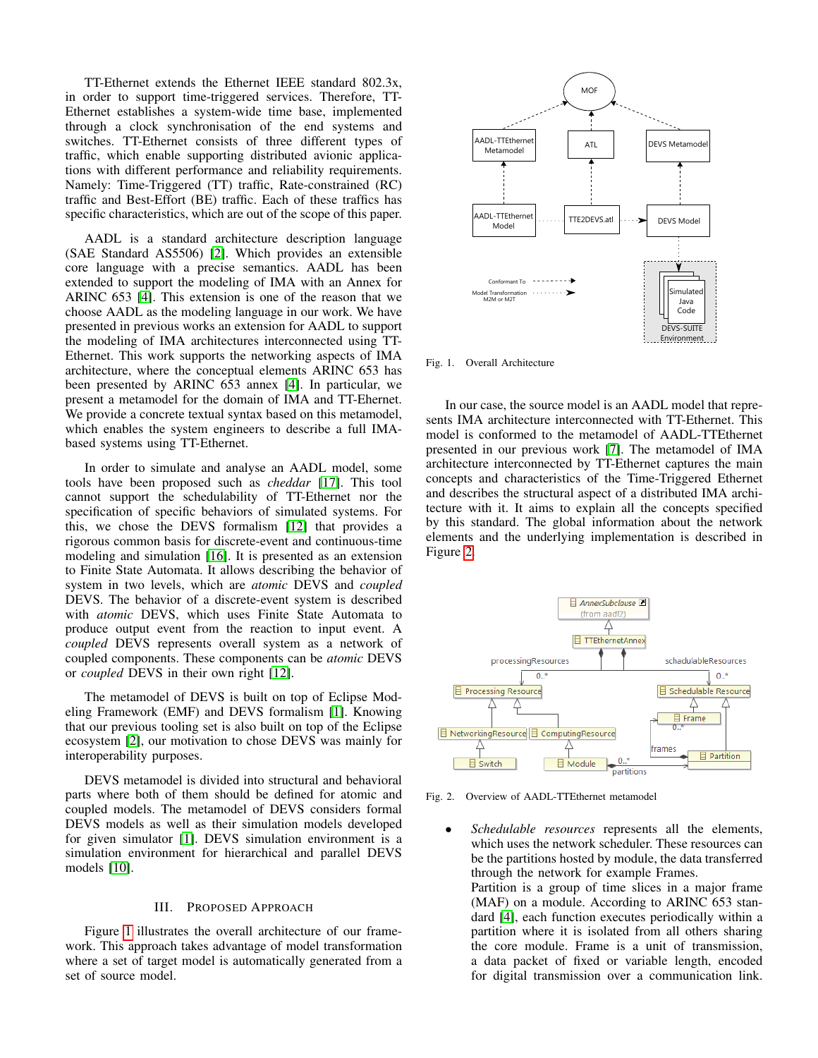TT-Ethernet extends the Ethernet IEEE standard 802.3x, in order to support time-triggered services. Therefore, TT-Ethernet establishes a system-wide time base, implemented through a clock synchronisation of the end systems and switches. TT-Ethernet consists of three different types of traffic, which enable supporting distributed avionic applications with different performance and reliability requirements. Namely: Time-Triggered (TT) traffic, Rate-constrained (RC) traffic and Best-Effort (BE) traffic. Each of these traffics has specific characteristics, which are out of the scope of this paper.

AADL is a standard architecture description language (SAE Standard AS5506) [2]. Which provides an extensible core language with a precise semantics. AADL has been extended to support the modeling of IMA with an Annex for ARINC 653 [4]. This extension is one of the reason that we choose AADL as the modeling language in our work. We have presented in previous works an extension for AADL to support the modeling of IMA architectures interconnected using TT-Ethernet. This work supports the networking aspects of IMA architecture, where the conceptual elements ARINC 653 has been presented by ARINC 653 annex [4]. In particular, we present a metamodel for the domain of IMA and TT-Ehernet. We provide a concrete textual syntax based on this metamodel, which enables the system engineers to describe a full IMA-based systems using TT-Ethernet.

In order to simulate and analyse an AADL model, some tools have been proposed such as *cheddar* [17]. This tool cannot support the schedulability of TT-Ethernet nor the specification of specific behaviors of simulated systems. For this, we chose the DEVS formalism [12] that provides a rigorous common basis for discrete-event and continuous-time modeling and simulation [16]. It is presented as an extension to Finite State Automata. It allows describing the behavior of system in two levels, which are *atomic* DEVS and *coupled* DEVS. The behavior of a discrete-event system is described with *atomic* DEVS, which uses Finite State Automata to produce output event from the reaction to input event. A *coupled* DEVS represents overall system as a network of coupled components. These components can be *atomic* DEVS or *coupled* DEVS in their own right [12].

The metamodel of DEVS is built on top of Eclipse Modeling Framework (EMF) and DEVS formalism [1]. Knowing that our previous tooling set is also built on top of the Eclipse ecosystem [2], our motivation to chose DEVS was mainly for interoperability purposes.

DEVS metamodel is divided into structural and behavioral parts where both of them should be defined for atomic and coupled models. The metamodel of DEVS considers formal DEVS models as well as their simulation models developed for given simulator [1]. DEVS simulation environment is a simulation environment for hierarchical and parallel DEVS models [10].

## III. Proposed Approach

Figure 1 illustrates the overall architecture of our framework. This approach takes advantage of model transformation where a set of target model is automatically generated from a set of source model.

Fig. 1. Overall Architecture

In our case, the source model is an AADL model that represents IMA architecture interconnected with TT-Ethernet. This model is conformed to the metamodel of AADL-TTEthernet presented in our previous work [7]. The metamodel of IMA architecture interconnected by TT-Ethernet captures the main concepts and characteristics of the Time-Triggered Ethernet and describes the structural aspect of a distributed IMA architecture with it. It aims to explain all the concepts specified by this standard. The global information about the network elements and the underlying implementation is described in Figure 2.

Fig. 2. Overview of AADL-TTEthernet metamodel

- *Schedulable resources* represents all the elements, which uses the network scheduler. These resources can be the partitions hosted by module, the data transferred through the network for example Frames.
  Partition is a group of time slices in a major frame (MAF) on a module. According to ARINC 653 standard [4], each function executes periodically within a partition where it is isolated from all others sharing the core module. Frame is a unit of transmission, a data packet of fixed or variable length, encoded for digital transmission over a communication link.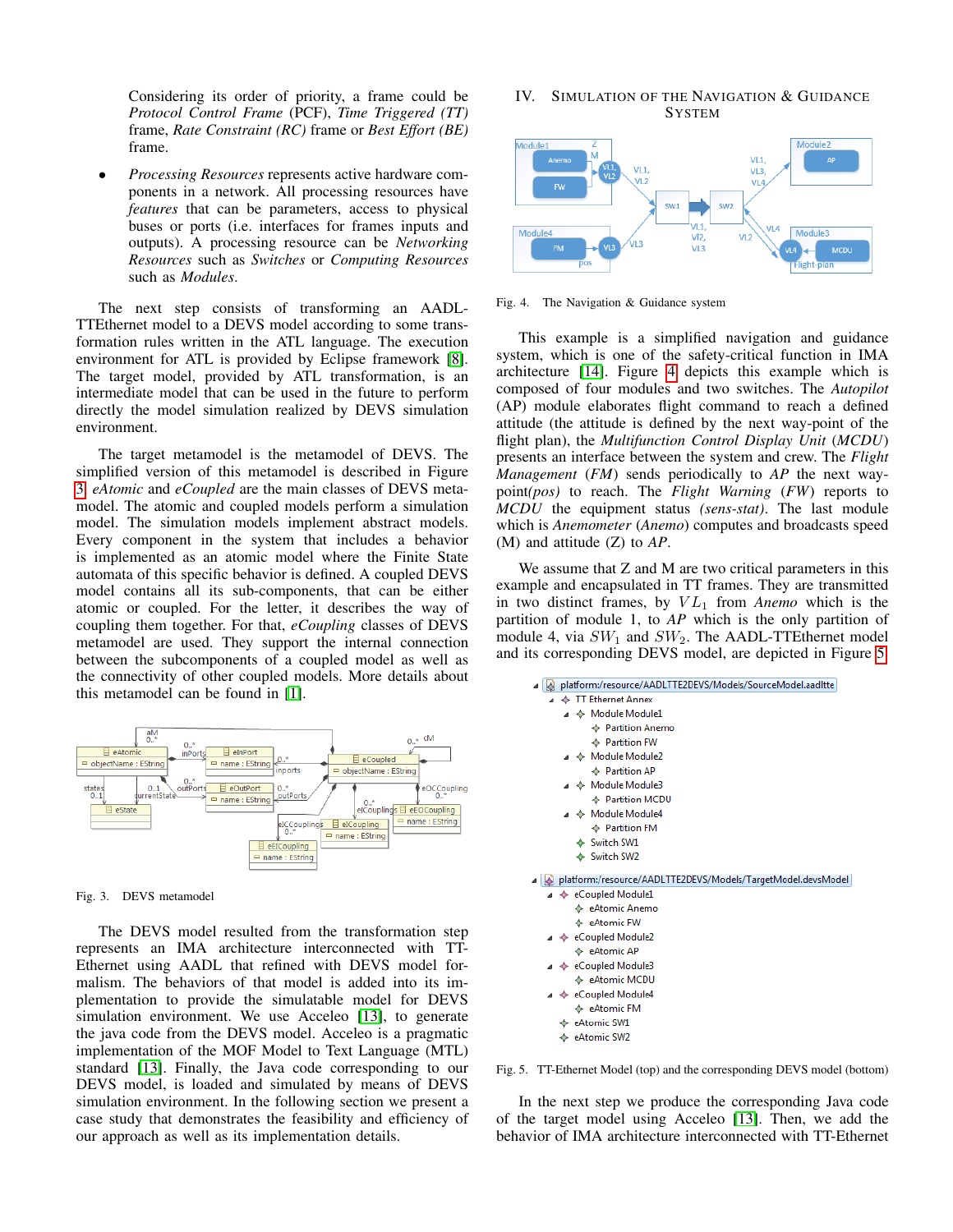Considering its order of priority, a frame could be *Protocol Control Frame* (PCF), *Time Triggered (TT)* frame, *Rate Constraint (RC)* frame or *Best Effort (BE)* frame.

- *Processing Resources* represents active hardware components in a network. All processing resources have *features* that can be parameters, access to physical buses or ports (i.e. interfaces for frames inputs and outputs). A processing resource can be *Networking Resources* such as *Switches* or *Computing Resources* such as *Modules*.

The next step consists of transforming an AADL-TTEthernet model to a DEVS model according to some transformation rules written in the ATL language. The execution environment for ATL is provided by Eclipse framework [8]. The target model, provided by ATL transformation, is an intermediate model that can be used in the future to perform directly the model simulation realized by DEVS simulation environment.

The target metamodel is the metamodel of DEVS. The simplified version of this metamodel is described in Figure 3. *eAtomic* and *eCoupled* are the main classes of DEVS metamodel. The atomic and coupled models perform a simulation model. The simulation models implement abstract models. Every component in the system that includes a behavior is implemented as an atomic model where the Finite State automata of this specific behavior is defined. A coupled DEVS model contains all its sub-components, that can be either atomic or coupled. For the letter, it describes the way of coupling them together. For that, *eCoupling* classes of DEVS metamodel are used. They support the internal connection between the subcomponents of a coupled model as well as the connectivity of other coupled models. More details about this metamodel can be found in [1].

Fig. 3. DEVS metamodel

The DEVS model resulted from the transformation step represents an IMA architecture interconnected with TT-Ethernet using AADL that refined with DEVS model formalism. The behaviors of that model is added into its implementation to provide the simulatable model for DEVS simulation environment. We use Acceleo [13], to generate the java code from the DEVS model. Acceleo is a pragmatic implementation of the MOF Model to Text Language (MTL) standard [13]. Finally, the Java code corresponding to our DEVS model, is loaded and simulated by means of DEVS simulation environment. In the following section we present a case study that demonstrates the feasibility and efficiency of our approach as well as its implementation details.

## IV. Simulation of the Navigation & Guidance System

Fig. 4. The Navigation & Guidance system

This example is a simplified navigation and guidance system, which is one of the safety-critical function in IMA architecture [14]. Figure 4 depicts this example which is composed of four modules and two switches. The *Autopilot* (AP) module elaborates flight command to reach a defined attitude (the attitude is defined by the next way-point of the flight plan), the *Multifunction Control Display Unit* (*MCDU*) presents an interface between the system and crew. The *Flight Management* (*FM*) sends periodically to *AP* the next way-point*(pos)* to reach. The *Flight Warning* (*FW*) reports to *MCDU* the equipment status *(sens-stat)*. The last module which is *Anemometer* (*Anemo*) computes and broadcasts speed (M) and attitude (Z) to *AP*.

We assume that Z and M are two critical parameters in this example and encapsulated in TT frames. They are transmitted in two distinct frames, by $VL_1$ from *Anemo* which is the partition of module 1, to *AP* which is the only partition of module 4, via $SW_1$ and $SW_2$. The AADL-TTEthernet model and its corresponding DEVS model, are depicted in Figure 5.

Fig. 5. TT-Ethernet Model (top) and the corresponding DEVS model (bottom)

In the next step we produce the corresponding Java code of the target model using Acceleo [13]. Then, we add the behavior of IMA architecture interconnected with TT-Ethernet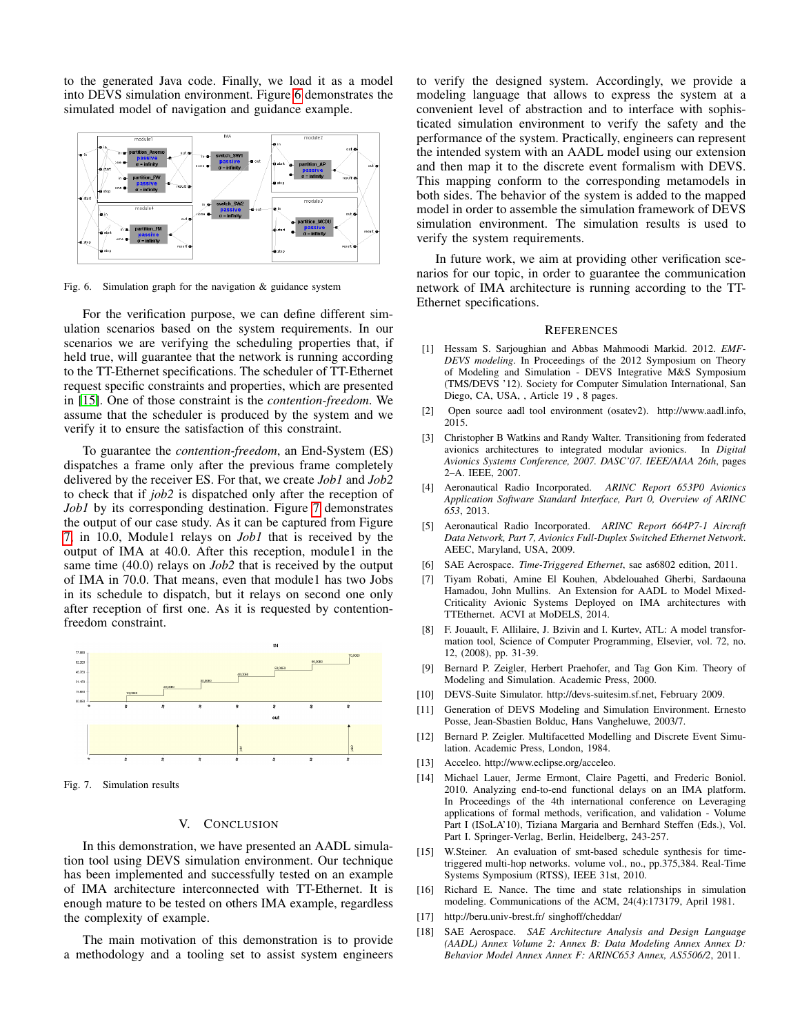to the generated Java code. Finally, we load it as a model into DEVS simulation environment. Figure 6 demonstrates the simulated model of navigation and guidance example.

Fig. 6. Simulation graph for the navigation & guidance system

For the verification purpose, we can define different simulation scenarios based on the system requirements. In our scenarios we are verifying the scheduling properties that, if held true, will guarantee that the network is running according to the TT-Ethernet specifications. The scheduler of TT-Ethernet request specific constraints and properties, which are presented in [15]. One of those constraint is the *contention-freedom*. We assume that the scheduler is produced by the system and we verify it to ensure the satisfaction of this constraint.

To guarantee the *contention-freedom*, an End-System (ES) dispatches a frame only after the previous frame completely delivered by the receiver ES. For that, we create *Job1* and *Job2* to check that if *job2* is dispatched only after the reception of *Job1* by its corresponding destination. Figure 7 demonstrates the output of our case study. As it can be captured from Figure 7, in 10.0, Module1 relays on *Job1* that is received by the output of IMA at 40.0. After this reception, module1 in the same time (40.0) relays on *Job2* that is received by the output of IMA in 70.0. That means, even that module1 has two Jobs in its schedule to dispatch, but it relays on second one only after reception of first one. As it is requested by contention-freedom constraint.

Fig. 7. Simulation results

## V. Conclusion

In this demonstration, we have presented an AADL simulation tool using DEVS simulation environment. Our technique has been implemented and successfully tested on an example of IMA architecture interconnected with TT-Ethernet. It is enough mature to be tested on others IMA example, regardless the complexity of example.

The main motivation of this demonstration is to provide a methodology and a tooling set to assist system engineers to verify the designed system. Accordingly, we provide a modeling language that allows to express the system at a convenient level of abstraction and to interface with sophisticated simulation environment to verify the safety and the performance of the system. Practically, engineers can represent the intended system with an AADL model using our extension and then map it to the discrete event formalism with DEVS. This mapping conform to the corresponding metamodels in both sides. The behavior of the system is added to the mapped model in order to assemble the simulation framework of DEVS simulation environment. The simulation results is used to verify the system requirements.

In future work, we aim at providing other verification scenarios for our topic, in order to guarantee the communication network of IMA architecture is running according to the TT-Ethernet specifications.

## References

[1] Hessam S. Sarjoughian and Abbas Mahmoodi Markid. 2012. *EMF-DEVS modeling*. In Proceedings of the 2012 Symposium on Theory of Modeling and Simulation - DEVS Integrative M&S Symposium (TMS/DEVS '12). Society for Computer Simulation International, San Diego, CA, USA, , Article 19 , 8 pages.

[2] Open source aadl tool environment (osatev2). http://www.aadl.info, 2015.

[3] Christopher B Watkins and Randy Walter. Transitioning from federated avionics architectures to integrated modular avionics. In *Digital Avionics Systems Conference, 2007. DASC'07. IEEE/AIAA 26th*, pages 2–A. IEEE, 2007.

[4] Aeronautical Radio Incorporated. *ARINC Report 653P0 Avionics Application Software Standard Interface, Part 0, Overview of ARINC 653*, 2013.

[5] Aeronautical Radio Incorporated. *ARINC Report 664P7-1 Aircraft Data Network, Part 7, Avionics Full-Duplex Switched Ethernet Network*. AEEC, Maryland, USA, 2009.

[6] SAE Aerospace. *Time-Triggered Ethernet*, sae as6802 edition, 2011.

[7] Tiyam Robati, Amine El Kouhen, Abdelouahed Gherbi, Sardaouna Hamadou, John Mullins. An Extension for AADL to Model Mixed-Criticality Avionic Systems Deployed on IMA architectures with TTEthernet. ACVI at MoDELS, 2014.

[8] F. Jouault, F. Allilaire, J. Bzivin and I. Kurtev, ATL: A model transformation tool, Science of Computer Programming, Elsevier, vol. 72, no. 12, (2008), pp. 31-39.

[9] Bernard P. Zeigler, Herbert Praehofer, and Tag Gon Kim. Theory of Modeling and Simulation. Academic Press, 2000.

[10] DEVS-Suite Simulator. http://devs-suitesim.sf.net, February 2009.

[11] Generation of DEVS Modeling and Simulation Environment. Ernesto Posse, Jean-Sbastien Bolduc, Hans Vangheluwe, 2003/7.

[12] Bernard P. Zeigler. Multifacetted Modelling and Discrete Event Simulation. Academic Press, London, 1984.

[13] Acceleo. http://www.eclipse.org/acceleo.

[14] Michael Lauer, Jerme Ermont, Claire Pagetti, and Frederic Boniol. 2010. Analyzing end-to-end functional delays on an IMA platform. In Proceedings of the 4th international conference on Leveraging applications of formal methods, verification, and validation - Volume Part I (ISoLA'10), Tiziana Margaria and Bernhard Steffen (Eds.), Vol. Part I. Springer-Verlag, Berlin, Heidelberg, 243-257.

[15] W.Steiner. An evaluation of smt-based schedule synthesis for time-triggered multi-hop networks. volume vol., no., pp.375,384. Real-Time Systems Symposium (RTSS), IEEE 31st, 2010.

[16] Richard E. Nance. The time and state relationships in simulation modeling. Communications of the ACM, 24(4):173179, April 1981.

[17] http://beru.univ-brest.fr/ singhoff/cheddar/

[18] SAE Aerospace. *SAE Architecture Analysis and Design Language (AADL) Annex Volume 2: Annex B: Data Modeling Annex Annex D: Behavior Model Annex Annex F: ARINC653 Annex, AS5506/2*, 2011.